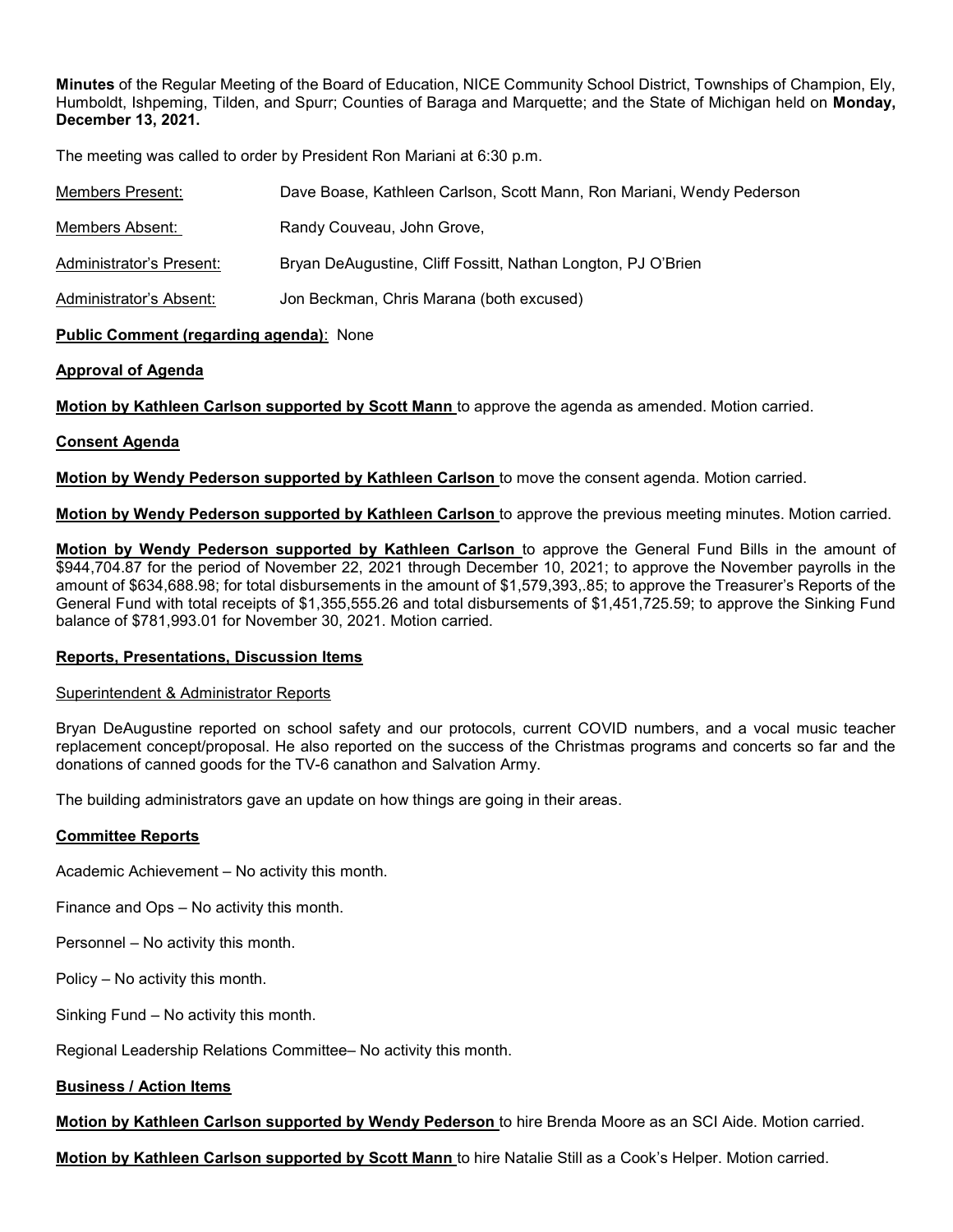**Minutes** of the Regular Meeting of the Board of Education, NICE Community School District, Townships of Champion, Ely, Humboldt, Ishpeming, Tilden, and Spurr; Counties of Baraga and Marquette; and the State of Michigan held on **Monday, December 13, 2021.**

The meeting was called to order by President Ron Mariani at 6:30 p.m.

| | |
|---|---|
| Members Present: | Dave Boase, Kathleen Carlson, Scott Mann, Ron Mariani, Wendy Pederson |
| Members Absent: | Randy Couveau, John Grove, |
| Administrator's Present: | Bryan DeAugustine, Cliff Fossitt, Nathan Longton, PJ O'Brien |
| Administrator's Absent: | Jon Beckman, Chris Marana (both excused) |

**Public Comment (regarding agenda)**: None

**Approval of Agenda**

**Motion by Kathleen Carlson supported by Scott Mann** to approve the agenda as amended. Motion carried.

**Consent Agenda**

**Motion by Wendy Pederson supported by Kathleen Carlson** to move the consent agenda. Motion carried.

**Motion by Wendy Pederson supported by Kathleen Carlson** to approve the previous meeting minutes. Motion carried.

**Motion by Wendy Pederson supported by Kathleen Carlson** to approve the General Fund Bills in the amount of $944,704.87 for the period of November 22, 2021 through December 10, 2021; to approve the November payrolls in the amount of $634,688.98; for total disbursements in the amount of $1,579,393,.85; to approve the Treasurer's Reports of the General Fund with total receipts of $1,355,555.26 and total disbursements of $1,451,725.59; to approve the Sinking Fund balance of $781,993.01 for November 30, 2021. Motion carried.

**Reports, Presentations, Discussion Items**

Superintendent & Administrator Reports

Bryan DeAugustine reported on school safety and our protocols, current COVID numbers, and a vocal music teacher replacement concept/proposal. He also reported on the success of the Christmas programs and concerts so far and the donations of canned goods for the TV-6 canathon and Salvation Army.

The building administrators gave an update on how things are going in their areas.

**Committee Reports**

Academic Achievement – No activity this month.

Finance and Ops – No activity this month.

Personnel – No activity this month.

Policy – No activity this month.

Sinking Fund – No activity this month.

Regional Leadership Relations Committee– No activity this month.

**Business / Action Items**

**Motion by Kathleen Carlson supported by Wendy Pederson** to hire Brenda Moore as an SCI Aide. Motion carried.

**Motion by Kathleen Carlson supported by Scott Mann** to hire Natalie Still as a Cook's Helper. Motion carried.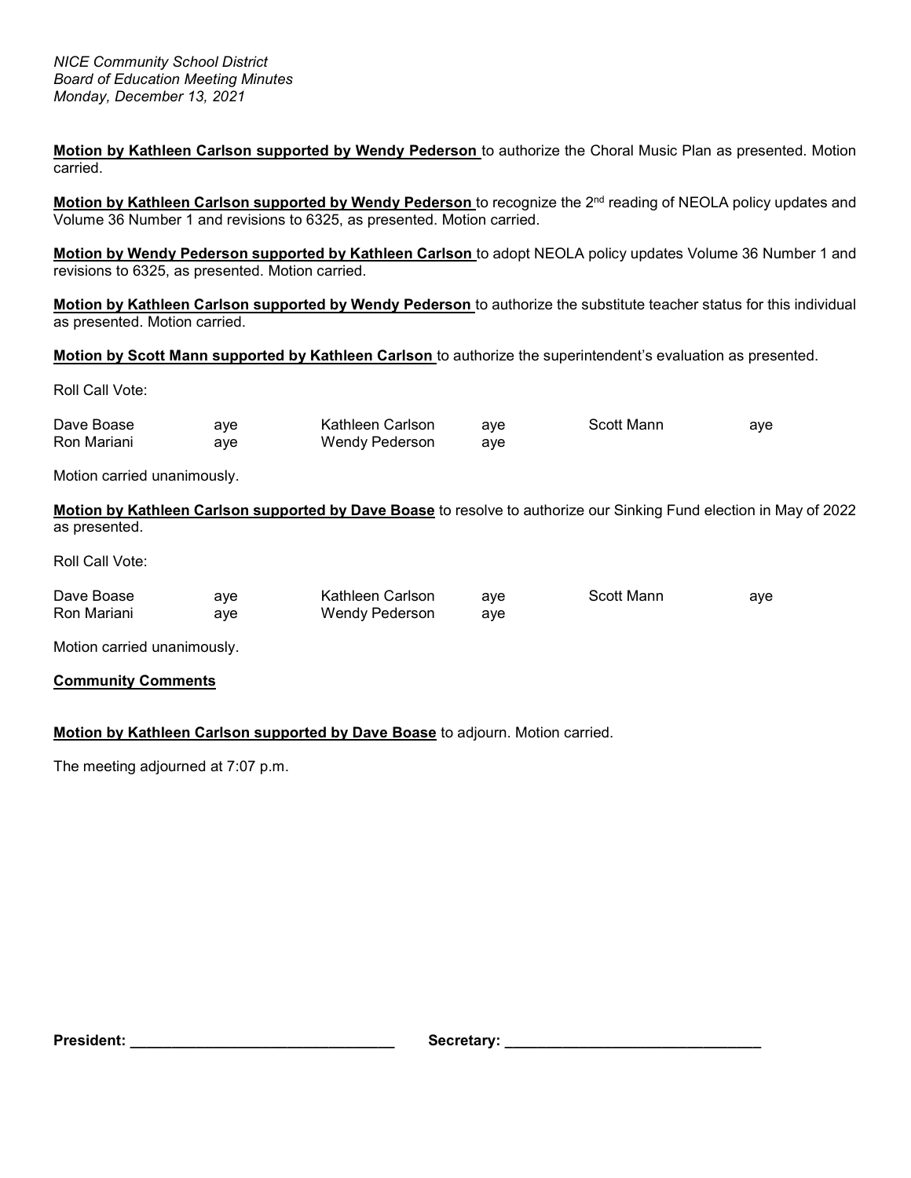*NICE Community School District*
*Board of Education Meeting Minutes*
*Monday, December 13, 2021*

**Motion by Kathleen Carlson supported by Wendy Pederson** to authorize the Choral Music Plan as presented. Motion carried.

**Motion by Kathleen Carlson supported by Wendy Pederson** to recognize the 2nd reading of NEOLA policy updates and Volume 36 Number 1 and revisions to 6325, as presented. Motion carried.

**Motion by Wendy Pederson supported by Kathleen Carlson** to adopt NEOLA policy updates Volume 36 Number 1 and revisions to 6325, as presented. Motion carried.

**Motion by Kathleen Carlson supported by Wendy Pederson** to authorize the substitute teacher status for this individual as presented. Motion carried.

**Motion by Scott Mann supported by Kathleen Carlson** to authorize the superintendent's evaluation as presented.

Roll Call Vote:

| | | | | | |
|---|---|---|---|---|---|
| Dave Boase | aye | Kathleen Carlson | aye | Scott Mann | aye |
| Ron Mariani | aye | Wendy Pederson | aye | | |

Motion carried unanimously.

**Motion by Kathleen Carlson supported by Dave Boase** to resolve to authorize our Sinking Fund election in May of 2022 as presented.

Roll Call Vote:

| | | | | | |
|---|---|---|---|---|---|
| Dave Boase | aye | Kathleen Carlson | aye | Scott Mann | aye |
| Ron Mariani | aye | Wendy Pederson | aye | | |

Motion carried unanimously.

**Community Comments**

**Motion by Kathleen Carlson supported by Dave Boase** to adjourn. Motion carried.

The meeting adjourned at 7:07 p.m.

**President:** ________________________________ **Secretary:** ________________________________